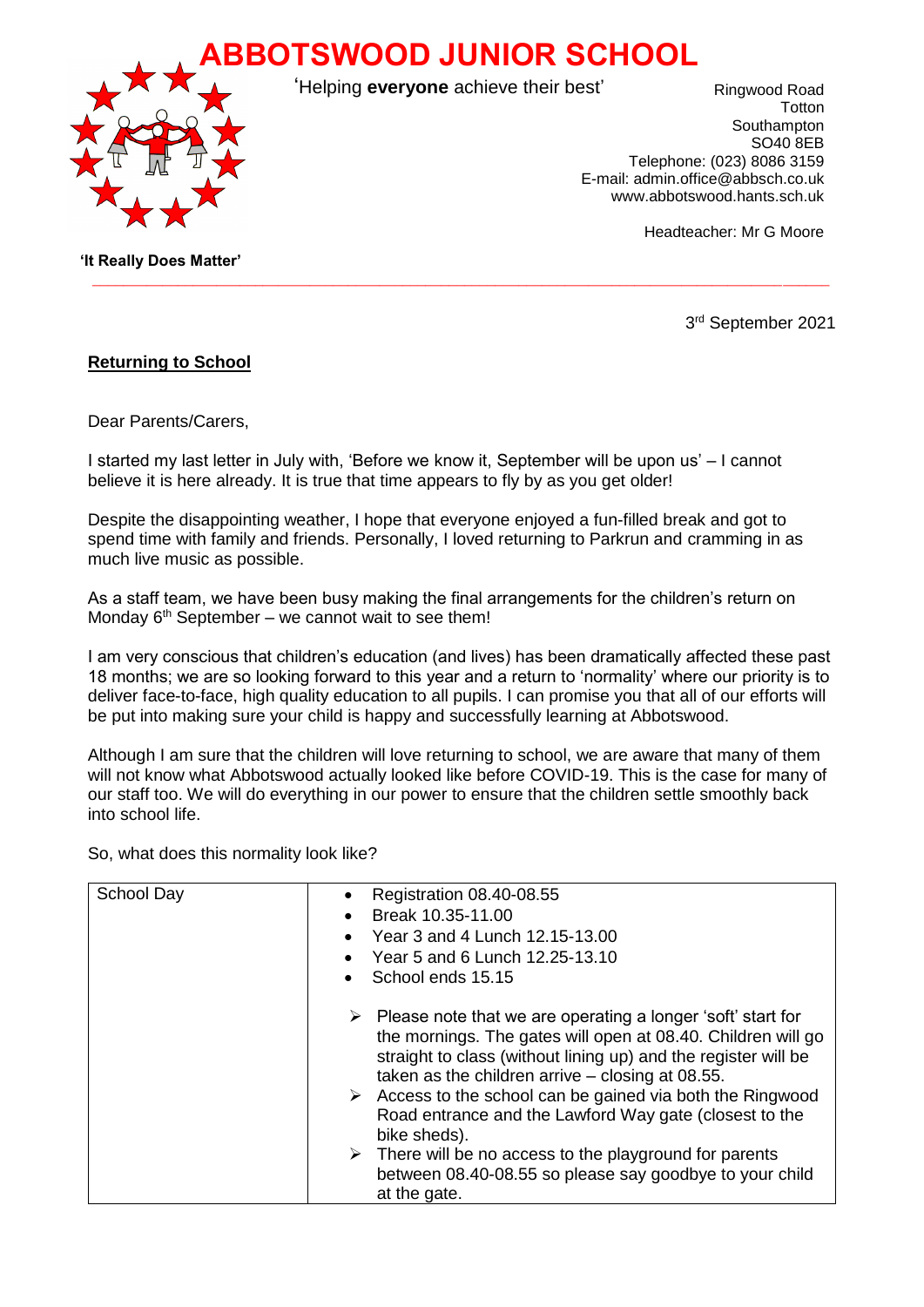# ABBOTSWOOD JUNIOR SCHOOL

'Helping **everyone** achieve their best'

Ringwood Road
Totton
Southampton
SO40 8EB
Telephone: (023) 8086 3159
E-mail: admin.office@abbsch.co.uk
www.abbotswood.hants.sch.uk

Headteacher: Mr G Moore

**'It Really Does Matter'**

3rd September 2021

**Returning to School**

Dear Parents/Carers,

I started my last letter in July with, 'Before we know it, September will be upon us' – I cannot believe it is here already. It is true that time appears to fly by as you get older!

Despite the disappointing weather, I hope that everyone enjoyed a fun-filled break and got to spend time with family and friends. Personally, I loved returning to Parkrun and cramming in as much live music as possible.

As a staff team, we have been busy making the final arrangements for the children's return on Monday 6th September – we cannot wait to see them!

I am very conscious that children's education (and lives) has been dramatically affected these past 18 months; we are so looking forward to this year and a return to 'normality' where our priority is to deliver face-to-face, high quality education to all pupils. I can promise you that all of our efforts will be put into making sure your child is happy and successfully learning at Abbotswood.

Although I am sure that the children will love returning to school, we are aware that many of them will not know what Abbotswood actually looked like before COVID-19. This is the case for many of our staff too. We will do everything in our power to ensure that the children settle smoothly back into school life.

So, what does this normality look like?

| School Day | • Registration 08.40-08.55<br>• Break 10.35-11.00<br>• Year 3 and 4 Lunch 12.15-13.00<br>• Year 5 and 6 Lunch 12.25-13.10<br>• School ends 15.15<br><br>➢ Please note that we are operating a longer 'soft' start for the mornings. The gates will open at 08.40. Children will go straight to class (without lining up) and the register will be taken as the children arrive – closing at 08.55.<br>➢ Access to the school can be gained via both the Ringwood Road entrance and the Lawford Way gate (closest to the bike sheds).<br>➢ There will be no access to the playground for parents between 08.40-08.55 so please say goodbye to your child at the gate. |
|---|---|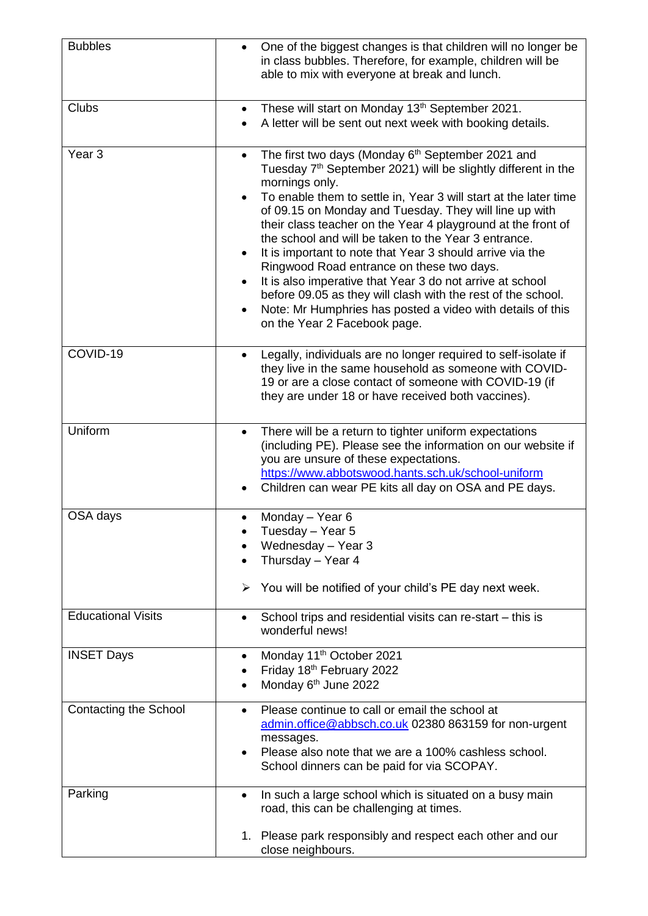| | |
|---|---|
| Bubbles | • One of the biggest changes is that children will no longer be in class bubbles. Therefore, for example, children will be able to mix with everyone at break and lunch. |
| Clubs | • These will start on Monday 13th September 2021.<br>• A letter will be sent out next week with booking details. |
| Year 3 | • The first two days (Monday 6th September 2021 and Tuesday 7th September 2021) will be slightly different in the mornings only.<br>• To enable them to settle in, Year 3 will start at the later time of 09.15 on Monday and Tuesday. They will line up with their class teacher on the Year 4 playground at the front of the school and will be taken to the Year 3 entrance.<br>• It is important to note that Year 3 should arrive via the Ringwood Road entrance on these two days.<br>• It is also imperative that Year 3 do not arrive at school before 09.05 as they will clash with the rest of the school.<br>• Note: Mr Humphries has posted a video with details of this on the Year 2 Facebook page. |
| COVID-19 | • Legally, individuals are no longer required to self-isolate if they live in the same household as someone with COVID-19 or are a close contact of someone with COVID-19 (if they are under 18 or have received both vaccines). |
| Uniform | • There will be a return to tighter uniform expectations (including PE). Please see the information on our website if you are unsure of these expectations. https://www.abbotswood.hants.sch.uk/school-uniform<br>• Children can wear PE kits all day on OSA and PE days. |
| OSA days | • Monday – Year 6<br>• Tuesday – Year 5<br>• Wednesday – Year 3<br>• Thursday – Year 4<br><br>➢ You will be notified of your child's PE day next week. |
| Educational Visits | • School trips and residential visits can re-start – this is wonderful news! |
| INSET Days | • Monday 11th October 2021<br>• Friday 18th February 2022<br>• Monday 6th June 2022 |
| Contacting the School | • Please continue to call or email the school at admin.office@abbsch.co.uk 02380 863159 for non-urgent messages.<br>• Please also note that we are a 100% cashless school. School dinners can be paid for via SCOPAY. |
| Parking | • In such a large school which is situated on a busy main road, this can be challenging at times.<br><br>1. Please park responsibly and respect each other and our close neighbours. |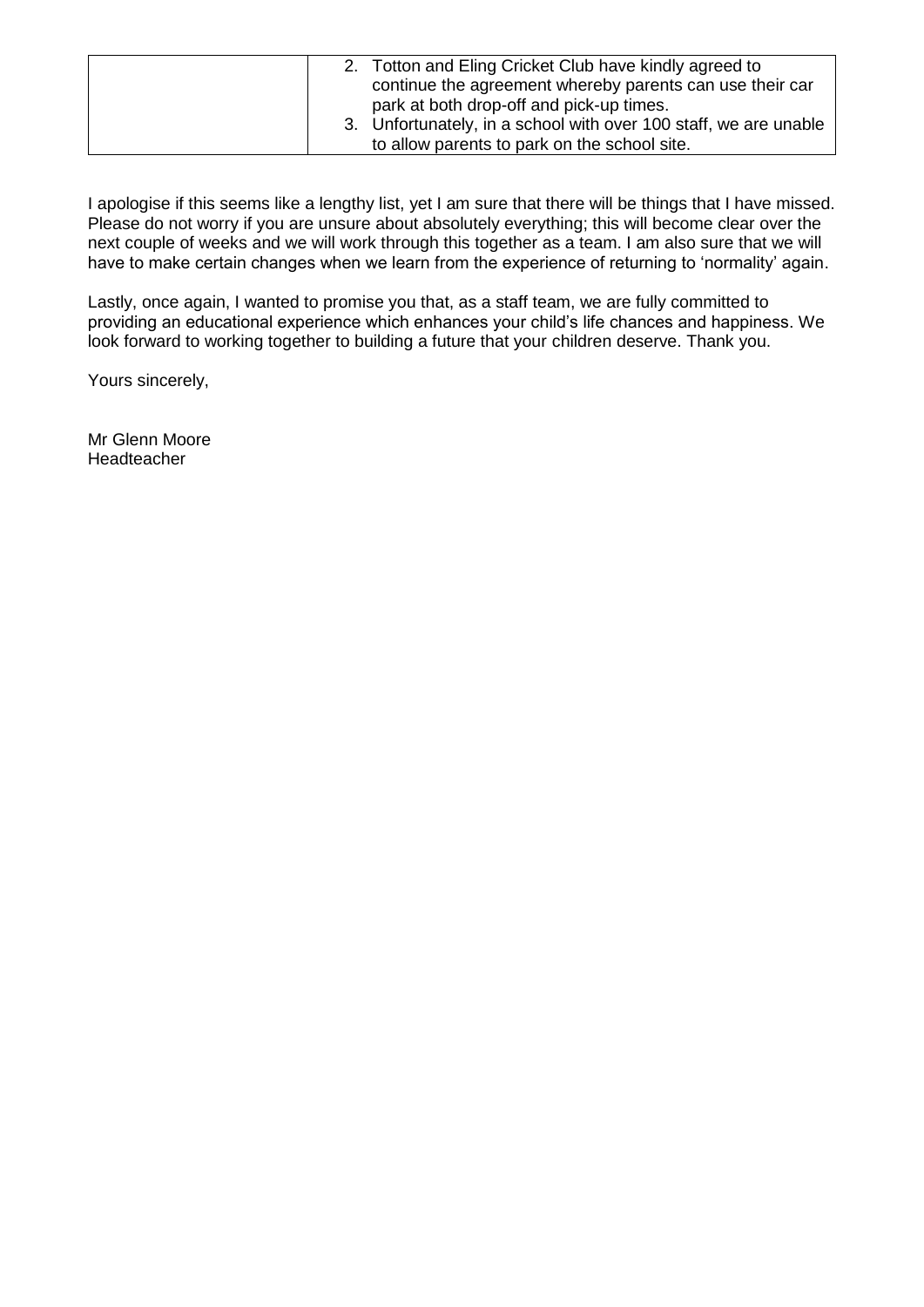| | |
|---|---|
| | 2. Totton and Eling Cricket Club have kindly agreed to continue the agreement whereby parents can use their car park at both drop-off and pick-up times.<br>3. Unfortunately, in a school with over 100 staff, we are unable to allow parents to park on the school site. |

I apologise if this seems like a lengthy list, yet I am sure that there will be things that I have missed. Please do not worry if you are unsure about absolutely everything; this will become clear over the next couple of weeks and we will work through this together as a team. I am also sure that we will have to make certain changes when we learn from the experience of returning to 'normality' again.

Lastly, once again, I wanted to promise you that, as a staff team, we are fully committed to providing an educational experience which enhances your child's life chances and happiness. We look forward to working together to building a future that your children deserve. Thank you.

Yours sincerely,

Mr Glenn Moore
Headteacher